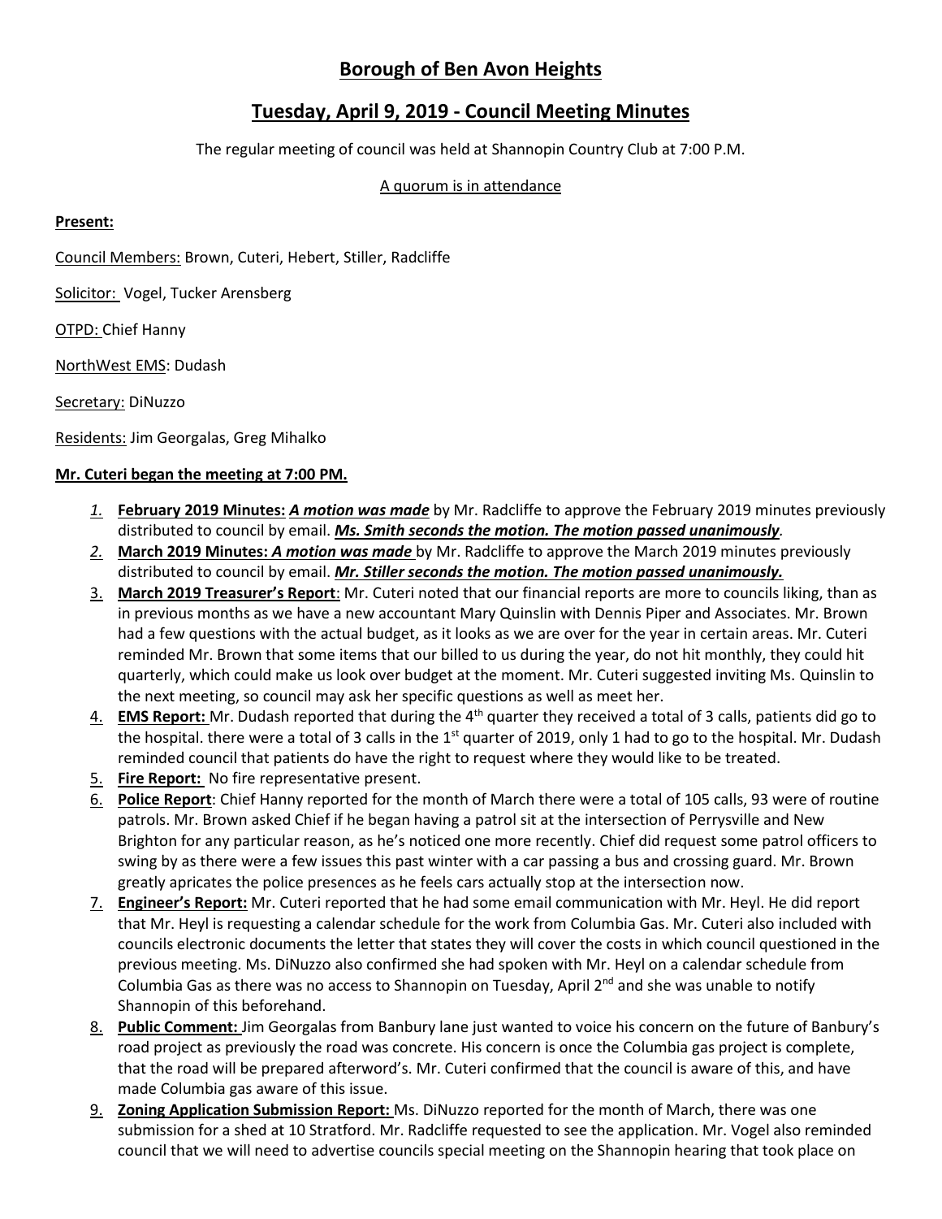# Borough of Ben Avon Heights

## Tuesday, April 9, 2019 - Council Meeting Minutes

The regular meeting of council was held at Shannopin Country Club at 7:00 P.M.

A quorum is in attendance

**Present:**

Council Members: Brown, Cuteri, Hebert, Stiller, Radcliffe

Solicitor: Vogel, Tucker Arensberg

OTPD: Chief Hanny

NorthWest EMS: Dudash

Secretary: DiNuzzo

Residents: Jim Georgalas, Greg Mihalko

**Mr. Cuteri began the meeting at 7:00 PM.**

1. **February 2019 Minutes:** ***A motion was made*** by Mr. Radcliffe to approve the February 2019 minutes previously distributed to council by email. ***Ms. Smith seconds the motion. The motion passed unanimously***.
2. **March 2019 Minutes:** ***A motion was made*** by Mr. Radcliffe to approve the March 2019 minutes previously distributed to council by email. ***Mr. Stiller seconds the motion. The motion passed unanimously.***
3. **March 2019 Treasurer's Report**: Mr. Cuteri noted that our financial reports are more to councils liking, than as in previous months as we have a new accountant Mary Quinslin with Dennis Piper and Associates. Mr. Brown had a few questions with the actual budget, as it looks as we are over for the year in certain areas. Mr. Cuteri reminded Mr. Brown that some items that our billed to us during the year, do not hit monthly, they could hit quarterly, which could make us look over budget at the moment. Mr. Cuteri suggested inviting Ms. Quinslin to the next meeting, so council may ask her specific questions as well as meet her.
4. **EMS Report:** Mr. Dudash reported that during the 4th quarter they received a total of 3 calls, patients did go to the hospital. there were a total of 3 calls in the 1st quarter of 2019, only 1 had to go to the hospital. Mr. Dudash reminded council that patients do have the right to request where they would like to be treated.
5. **Fire Report:** No fire representative present.
6. **Police Report**: Chief Hanny reported for the month of March there were a total of 105 calls, 93 were of routine patrols. Mr. Brown asked Chief if he began having a patrol sit at the intersection of Perrysville and New Brighton for any particular reason, as he's noticed one more recently. Chief did request some patrol officers to swing by as there were a few issues this past winter with a car passing a bus and crossing guard. Mr. Brown greatly apricates the police presences as he feels cars actually stop at the intersection now.
7. **Engineer's Report:** Mr. Cuteri reported that he had some email communication with Mr. Heyl. He did report that Mr. Heyl is requesting a calendar schedule for the work from Columbia Gas. Mr. Cuteri also included with councils electronic documents the letter that states they will cover the costs in which council questioned in the previous meeting. Ms. DiNuzzo also confirmed she had spoken with Mr. Heyl on a calendar schedule from Columbia Gas as there was no access to Shannopin on Tuesday, April 2nd and she was unable to notify Shannopin of this beforehand.
8. **Public Comment:** Jim Georgalas from Banbury lane just wanted to voice his concern on the future of Banbury's road project as previously the road was concrete. His concern is once the Columbia gas project is complete, that the road will be prepared afterword's. Mr. Cuteri confirmed that the council is aware of this, and have made Columbia gas aware of this issue.
9. **Zoning Application Submission Report:** Ms. DiNuzzo reported for the month of March, there was one submission for a shed at 10 Stratford. Mr. Radcliffe requested to see the application. Mr. Vogel also reminded council that we will need to advertise councils special meeting on the Shannopin hearing that took place on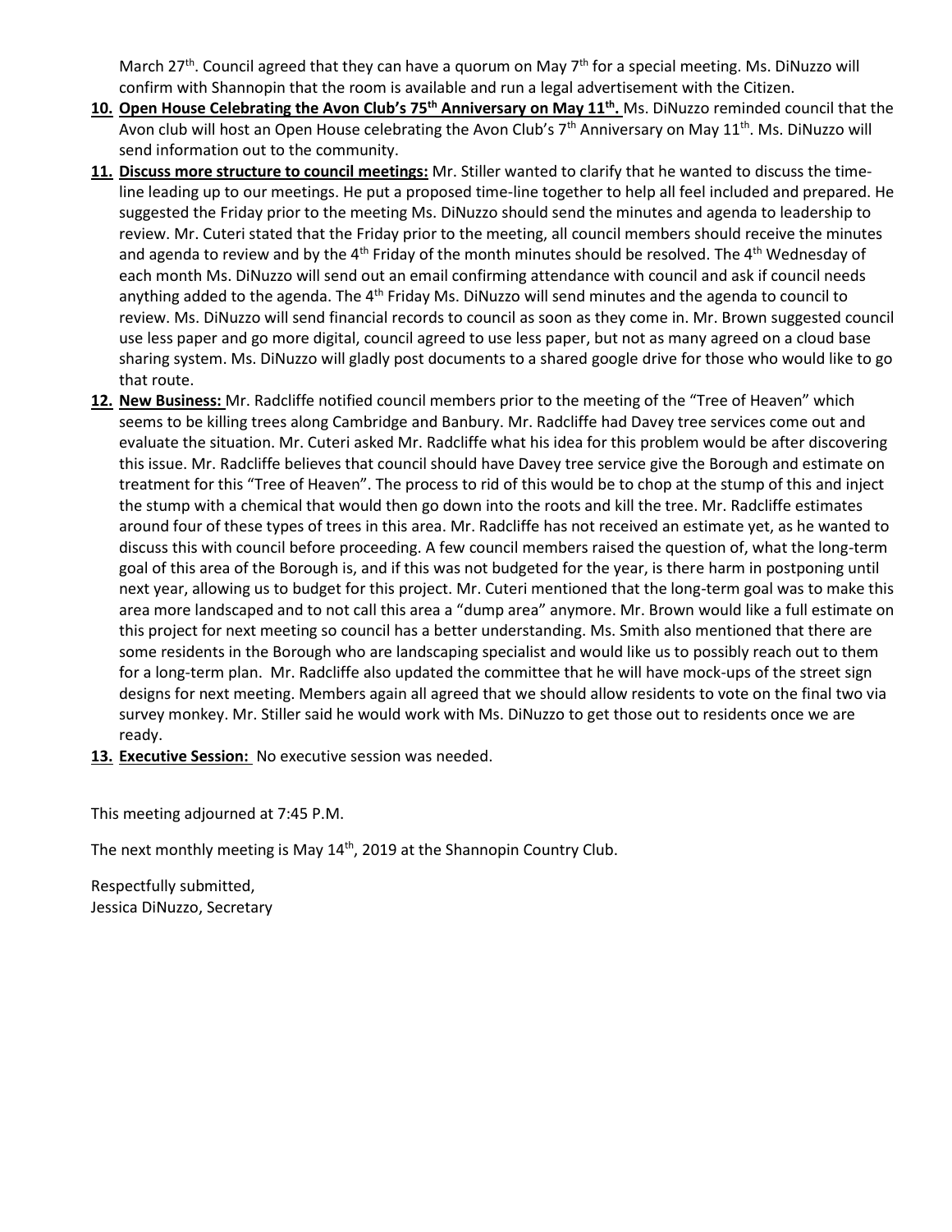March 27th. Council agreed that they can have a quorum on May 7th for a special meeting. Ms. DiNuzzo will confirm with Shannopin that the room is available and run a legal advertisement with the Citizen.

10. **Open House Celebrating the Avon Club's 75th Anniversary on May 11th.** Ms. DiNuzzo reminded council that the Avon club will host an Open House celebrating the Avon Club's 7th Anniversary on May 11th. Ms. DiNuzzo will send information out to the community.
11. **Discuss more structure to council meetings:** Mr. Stiller wanted to clarify that he wanted to discuss the time-line leading up to our meetings. He put a proposed time-line together to help all feel included and prepared. He suggested the Friday prior to the meeting Ms. DiNuzzo should send the minutes and agenda to leadership to review. Mr. Cuteri stated that the Friday prior to the meeting, all council members should receive the minutes and agenda to review and by the 4th Friday of the month minutes should be resolved. The 4th Wednesday of each month Ms. DiNuzzo will send out an email confirming attendance with council and ask if council needs anything added to the agenda. The 4th Friday Ms. DiNuzzo will send minutes and the agenda to council to review. Ms. DiNuzzo will send financial records to council as soon as they come in. Mr. Brown suggested council use less paper and go more digital, council agreed to use less paper, but not as many agreed on a cloud base sharing system. Ms. DiNuzzo will gladly post documents to a shared google drive for those who would like to go that route.
12. **New Business:** Mr. Radcliffe notified council members prior to the meeting of the "Tree of Heaven" which seems to be killing trees along Cambridge and Banbury. Mr. Radcliffe had Davey tree services come out and evaluate the situation. Mr. Cuteri asked Mr. Radcliffe what his idea for this problem would be after discovering this issue. Mr. Radcliffe believes that council should have Davey tree service give the Borough and estimate on treatment for this "Tree of Heaven". The process to rid of this would be to chop at the stump of this and inject the stump with a chemical that would then go down into the roots and kill the tree. Mr. Radcliffe estimates around four of these types of trees in this area. Mr. Radcliffe has not received an estimate yet, as he wanted to discuss this with council before proceeding. A few council members raised the question of, what the long-term goal of this area of the Borough is, and if this was not budgeted for the year, is there harm in postponing until next year, allowing us to budget for this project. Mr. Cuteri mentioned that the long-term goal was to make this area more landscaped and to not call this area a "dump area" anymore. Mr. Brown would like a full estimate on this project for next meeting so council has a better understanding. Ms. Smith also mentioned that there are some residents in the Borough who are landscaping specialist and would like us to possibly reach out to them for a long-term plan. Mr. Radcliffe also updated the committee that he will have mock-ups of the street sign designs for next meeting. Members again all agreed that we should allow residents to vote on the final two via survey monkey. Mr. Stiller said he would work with Ms. DiNuzzo to get those out to residents once we are ready.
13. **Executive Session:** No executive session was needed.

This meeting adjourned at 7:45 P.M.

The next monthly meeting is May 14th, 2019 at the Shannopin Country Club.

Respectfully submitted,
Jessica DiNuzzo, Secretary